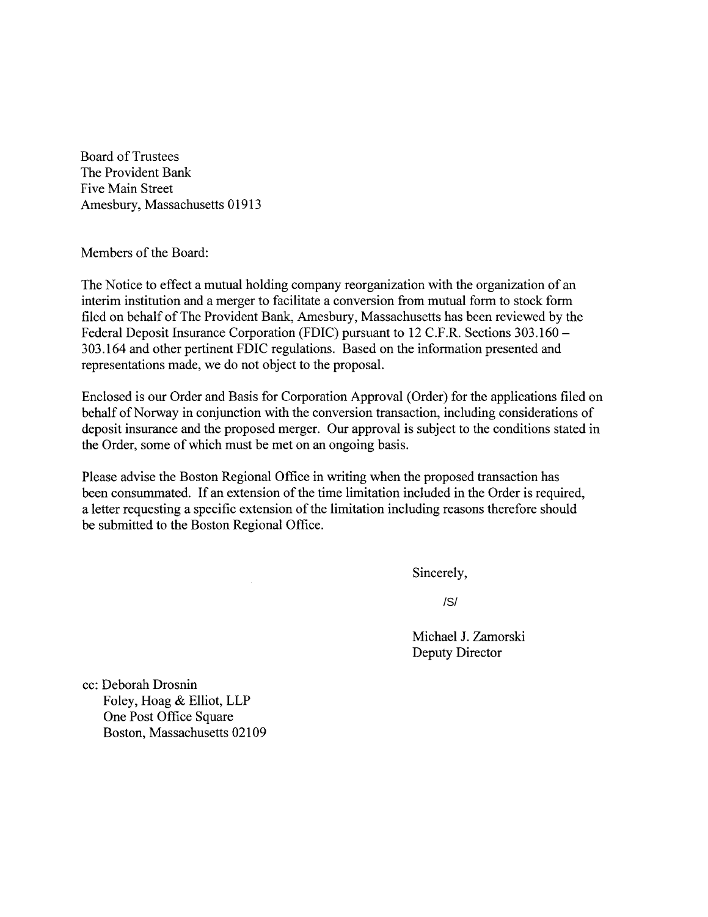Board of Trustees
The Provident Bank
Five Main Street
Amesbury, Massachusetts 01913

Members of the Board:

The Notice to effect a mutual holding company reorganization with the organization of an interim institution and a merger to facilitate a conversion from mutual form to stock form filed on behalf of The Provident Bank, Amesbury, Massachusetts has been reviewed by the Federal Deposit Insurance Corporation (FDIC) pursuant to 12 C.F.R. Sections 303.160 – 303.164 and other pertinent FDIC regulations. Based on the information presented and representations made, we do not object to the proposal.

Enclosed is our Order and Basis for Corporation Approval (Order) for the applications filed on behalf of Norway in conjunction with the conversion transaction, including considerations of deposit insurance and the proposed merger. Our approval is subject to the conditions stated in the Order, some of which must be met on an ongoing basis.

Please advise the Boston Regional Office in writing when the proposed transaction has been consummated. If an extension of the time limitation included in the Order is required, a letter requesting a specific extension of the limitation including reasons therefore should be submitted to the Boston Regional Office.

Sincerely,

/S/

Michael J. Zamorski
Deputy Director

cc: Deborah Drosnin
Foley, Hoag & Elliot, LLP
One Post Office Square
Boston, Massachusetts 02109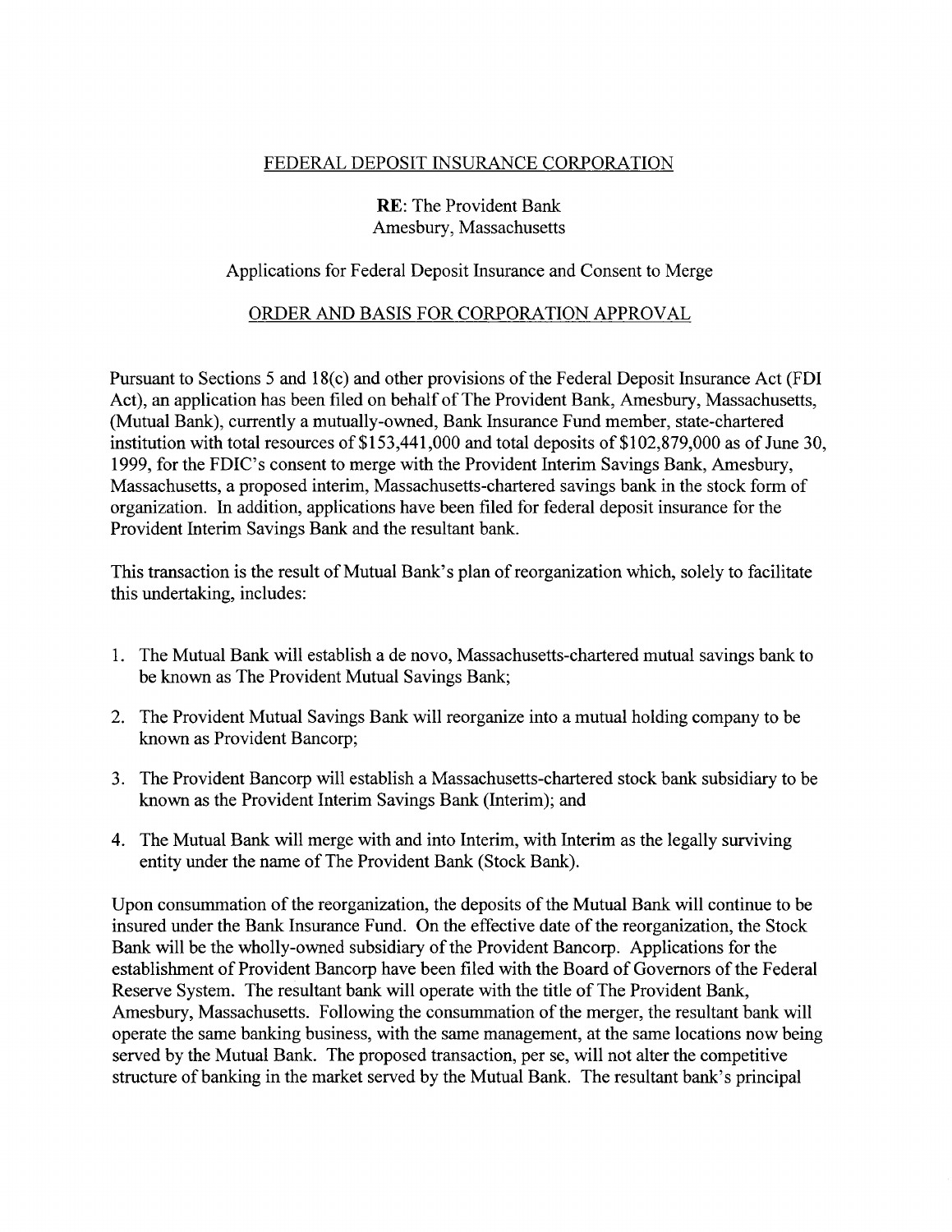FEDERAL DEPOSIT INSURANCE CORPORATION

**RE**: The Provident Bank
Amesbury, Massachusetts

Applications for Federal Deposit Insurance and Consent to Merge

ORDER AND BASIS FOR CORPORATION APPROVAL

Pursuant to Sections 5 and 18(c) and other provisions of the Federal Deposit Insurance Act (FDI Act), an application has been filed on behalf of The Provident Bank, Amesbury, Massachusetts, (Mutual Bank), currently a mutually-owned, Bank Insurance Fund member, state-chartered institution with total resources of $153,441,000 and total deposits of $102,879,000 as of June 30, 1999, for the FDIC's consent to merge with the Provident Interim Savings Bank, Amesbury, Massachusetts, a proposed interim, Massachusetts-chartered savings bank in the stock form of organization. In addition, applications have been filed for federal deposit insurance for the Provident Interim Savings Bank and the resultant bank.

This transaction is the result of Mutual Bank's plan of reorganization which, solely to facilitate this undertaking, includes:

1. The Mutual Bank will establish a de novo, Massachusetts-chartered mutual savings bank to be known as The Provident Mutual Savings Bank;
2. The Provident Mutual Savings Bank will reorganize into a mutual holding company to be known as Provident Bancorp;
3. The Provident Bancorp will establish a Massachusetts-chartered stock bank subsidiary to be known as the Provident Interim Savings Bank (Interim); and
4. The Mutual Bank will merge with and into Interim, with Interim as the legally surviving entity under the name of The Provident Bank (Stock Bank).

Upon consummation of the reorganization, the deposits of the Mutual Bank will continue to be insured under the Bank Insurance Fund. On the effective date of the reorganization, the Stock Bank will be the wholly-owned subsidiary of the Provident Bancorp. Applications for the establishment of Provident Bancorp have been filed with the Board of Governors of the Federal Reserve System. The resultant bank will operate with the title of The Provident Bank, Amesbury, Massachusetts. Following the consummation of the merger, the resultant bank will operate the same banking business, with the same management, at the same locations now being served by the Mutual Bank. The proposed transaction, per se, will not alter the competitive structure of banking in the market served by the Mutual Bank. The resultant bank's principal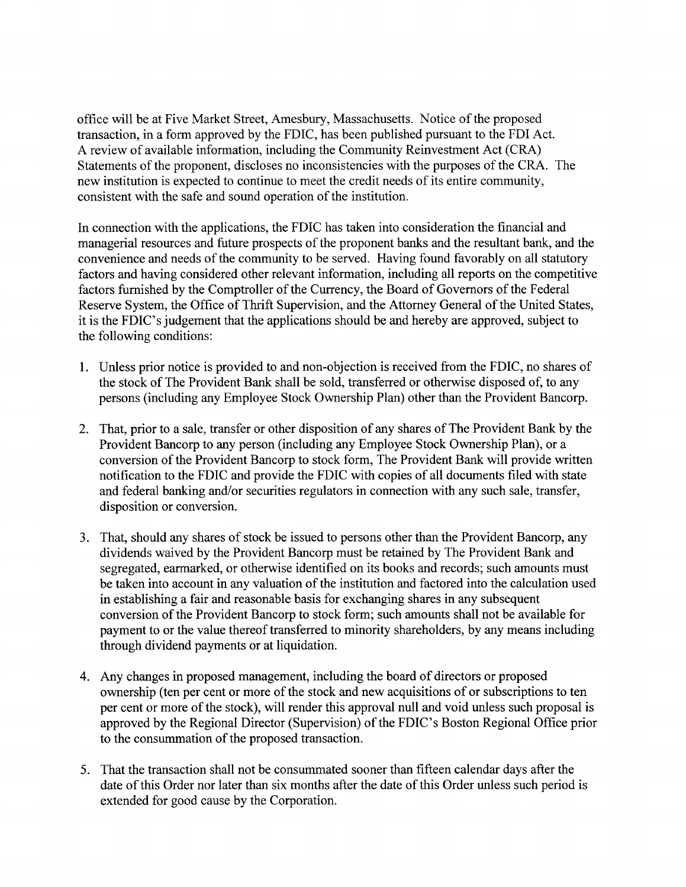office will be at Five Market Street, Amesbury, Massachusetts. Notice of the proposed transaction, in a form approved by the FDIC, has been published pursuant to the FDI Act. A review of available information, including the Community Reinvestment Act (CRA) Statements of the proponent, discloses no inconsistencies with the purposes of the CRA. The new institution is expected to continue to meet the credit needs of its entire community, consistent with the safe and sound operation of the institution.

In connection with the applications, the FDIC has taken into consideration the financial and managerial resources and future prospects of the proponent banks and the resultant bank, and the convenience and needs of the community to be served. Having found favorably on all statutory factors and having considered other relevant information, including all reports on the competitive factors furnished by the Comptroller of the Currency, the Board of Governors of the Federal Reserve System, the Office of Thrift Supervision, and the Attorney General of the United States, it is the FDIC's judgement that the applications should be and hereby are approved, subject to the following conditions:

1. Unless prior notice is provided to and non-objection is received from the FDIC, no shares of the stock of The Provident Bank shall be sold, transferred or otherwise disposed of, to any persons (including any Employee Stock Ownership Plan) other than the Provident Bancorp.

2. That, prior to a sale, transfer or other disposition of any shares of The Provident Bank by the Provident Bancorp to any person (including any Employee Stock Ownership Plan), or a conversion of the Provident Bancorp to stock form, The Provident Bank will provide written notification to the FDIC and provide the FDIC with copies of all documents filed with state and federal banking and/or securities regulators in connection with any such sale, transfer, disposition or conversion.

3. That, should any shares of stock be issued to persons other than the Provident Bancorp, any dividends waived by the Provident Bancorp must be retained by The Provident Bank and segregated, earmarked, or otherwise identified on its books and records; such amounts must be taken into account in any valuation of the institution and factored into the calculation used in establishing a fair and reasonable basis for exchanging shares in any subsequent conversion of the Provident Bancorp to stock form; such amounts shall not be available for payment to or the value thereof transferred to minority shareholders, by any means including through dividend payments or at liquidation.

4. Any changes in proposed management, including the board of directors or proposed ownership (ten per cent or more of the stock and new acquisitions of or subscriptions to ten per cent or more of the stock), will render this approval null and void unless such proposal is approved by the Regional Director (Supervision) of the FDIC's Boston Regional Office prior to the consummation of the proposed transaction.

5. That the transaction shall not be consummated sooner than fifteen calendar days after the date of this Order nor later than six months after the date of this Order unless such period is extended for good cause by the Corporation.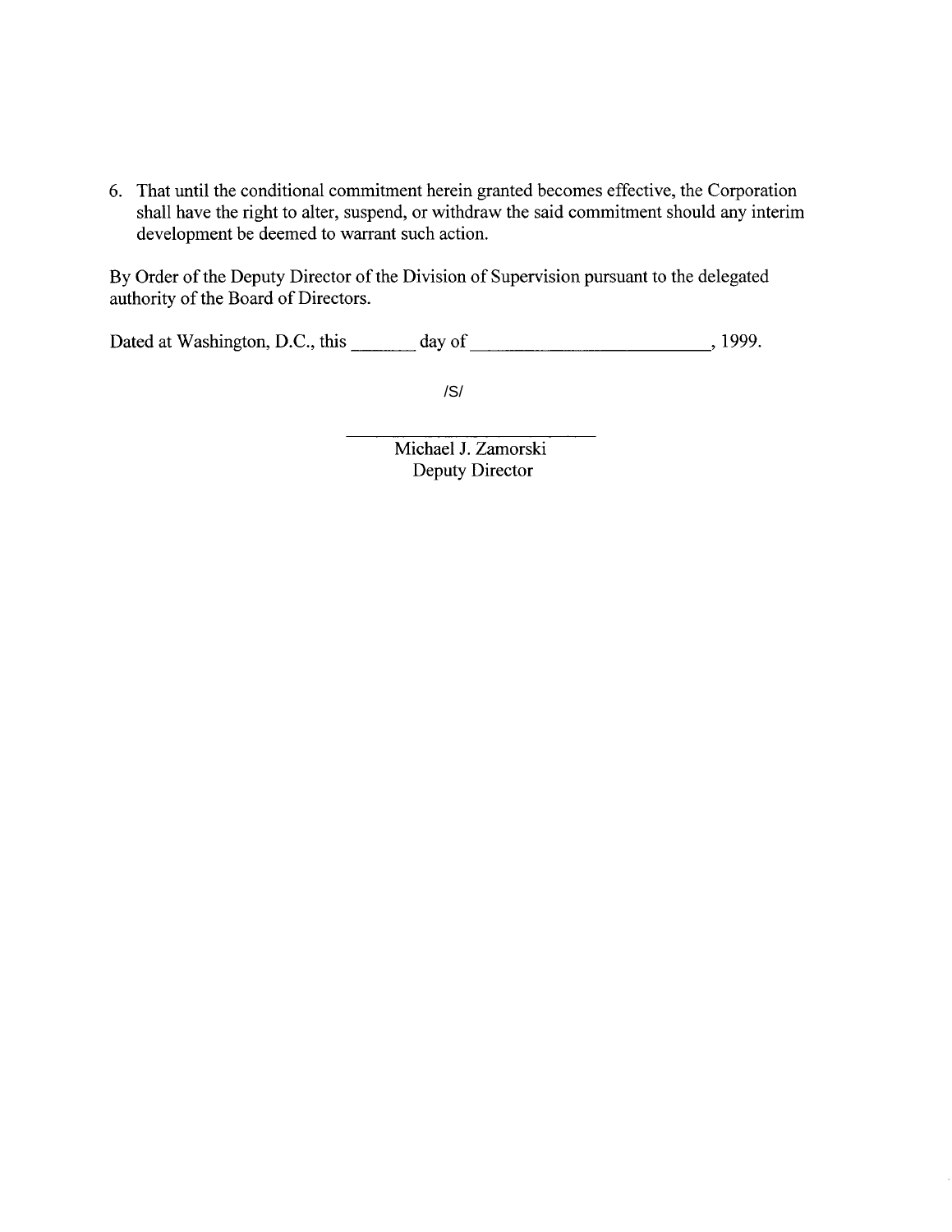6. That until the conditional commitment herein granted becomes effective, the Corporation shall have the right to alter, suspend, or withdraw the said commitment should any interim development be deemed to warrant such action.

By Order of the Deputy Director of the Division of Supervision pursuant to the delegated authority of the Board of Directors.

Dated at Washington, D.C., this _______ day of __________________________, 1999.

/S/

______________________________

Michael J. Zamorski
Deputy Director